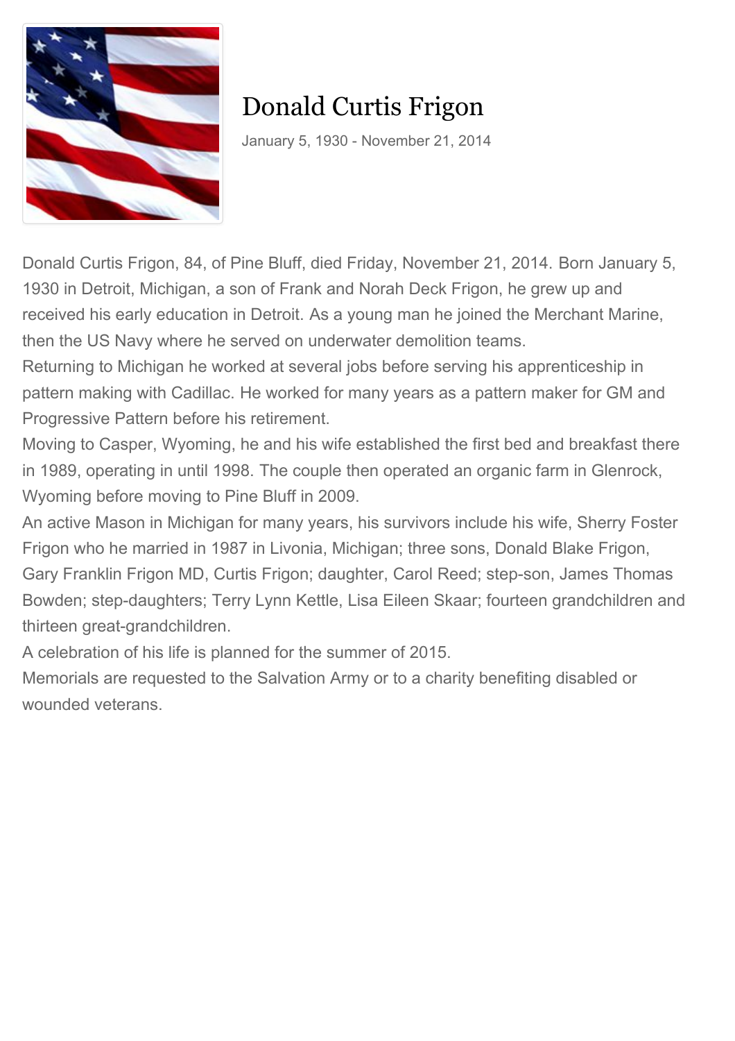# Donald Curtis Frigon

January 5, 1930 - November 21, 2014

Donald Curtis Frigon, 84, of Pine Bluff, died Friday, November 21, 2014. Born January 5, 1930 in Detroit, Michigan, a son of Frank and Norah Deck Frigon, he grew up and received his early education in Detroit. As a young man he joined the Merchant Marine, then the US Navy where he served on underwater demolition teams.

Returning to Michigan he worked at several jobs before serving his apprenticeship in pattern making with Cadillac. He worked for many years as a pattern maker for GM and Progressive Pattern before his retirement.

Moving to Casper, Wyoming, he and his wife established the first bed and breakfast there in 1989, operating in until 1998. The couple then operated an organic farm in Glenrock, Wyoming before moving to Pine Bluff in 2009.

An active Mason in Michigan for many years, his survivors include his wife, Sherry Foster Frigon who he married in 1987 in Livonia, Michigan; three sons, Donald Blake Frigon, Gary Franklin Frigon MD, Curtis Frigon; daughter, Carol Reed; step-son, James Thomas Bowden; step-daughters; Terry Lynn Kettle, Lisa Eileen Skaar; fourteen grandchildren and thirteen great-grandchildren.

A celebration of his life is planned for the summer of 2015.

Memorials are requested to the Salvation Army or to a charity benefiting disabled or wounded veterans.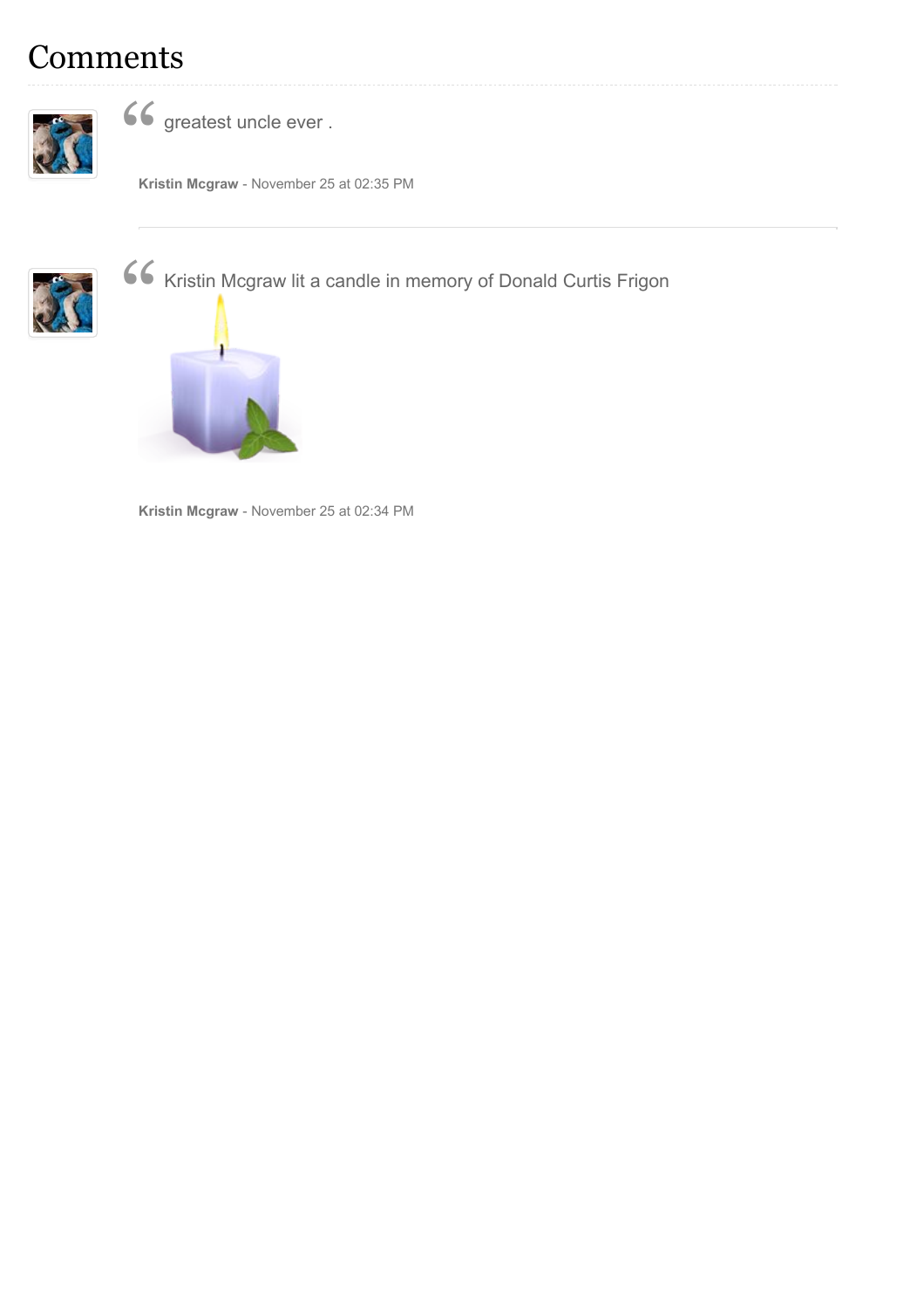# Comments

"greatest uncle ever .

**Kristin Mcgraw** - November 25 at 02:35 PM

---

"Kristin Mcgraw lit a candle in memory of Donald Curtis Frigon

**Kristin Mcgraw** - November 25 at 02:34 PM